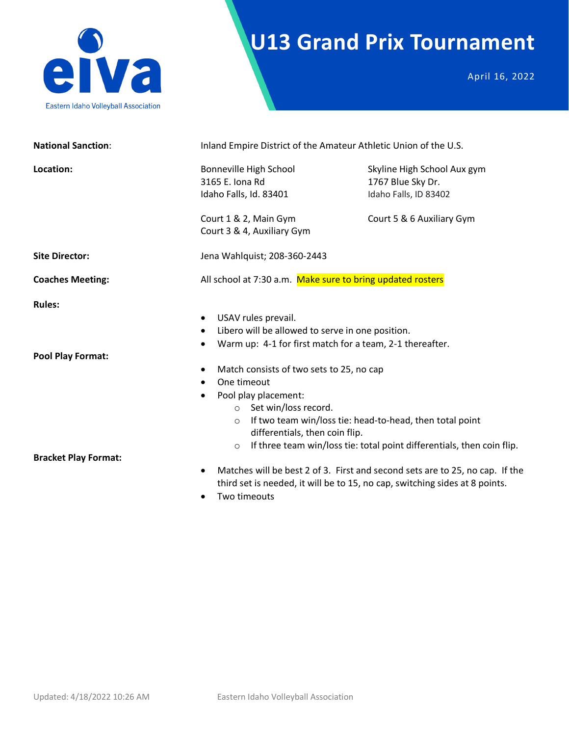eiva

Eastern Idaho Volleyball Association

# U13 Grand Prix Tournament

April 16, 2022

**National Sanction**: Inland Empire District of the Amateur Athletic Union of the U.S.

**Location:**

Bonneville High School
3165 E. Iona Rd
Idaho Falls, Id. 83401

Court 1 & 2, Main Gym
Court 3 & 4, Auxiliary Gym

Skyline High School Aux gym
1767 Blue Sky Dr.
Idaho Falls, ID 83402

Court 5 & 6 Auxiliary Gym

**Site Director:** Jena Wahlquist; 208-360-2443

**Coaches Meeting:** All school at 7:30 a.m. Make sure to bring updated rosters

**Rules:**

- USAV rules prevail.
- Libero will be allowed to serve in one position.
- Warm up: 4-1 for first match for a team, 2-1 thereafter.

**Pool Play Format:**

- Match consists of two sets to 25, no cap
- One timeout
- Pool play placement:
  - Set win/loss record.
  - If two team win/loss tie: head-to-head, then total point differentials, then coin flip.
  - If three team win/loss tie: total point differentials, then coin flip.

**Bracket Play Format:**

- Matches will be best 2 of 3. First and second sets are to 25, no cap. If the third set is needed, it will be to 15, no cap, switching sides at 8 points.
- Two timeouts

Updated: 4/18/2022 10:26 AM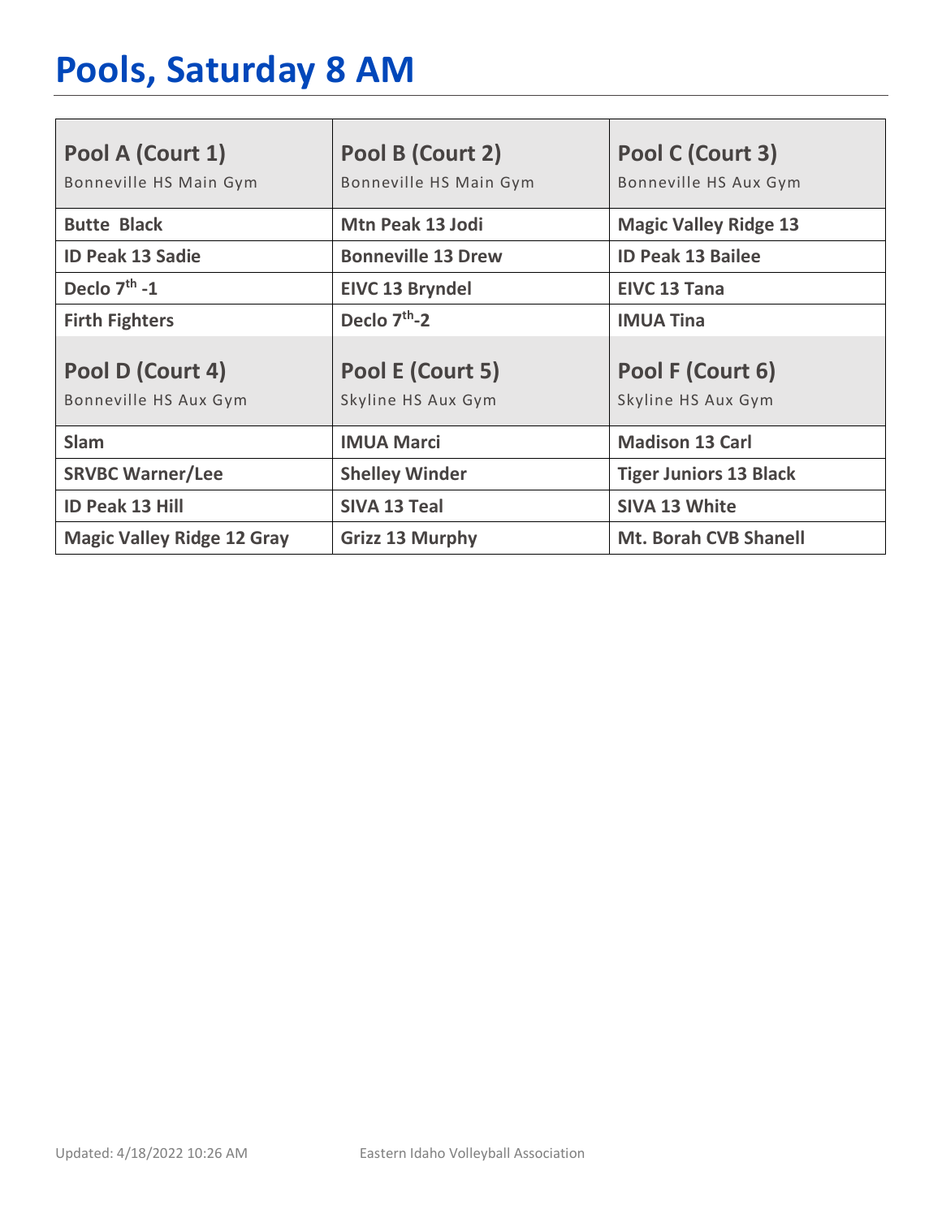# Pools, Saturday 8 AM

| Pool A (Court 1) Bonneville HS Main Gym | Pool B (Court 2) Bonneville HS Main Gym | Pool C (Court 3) Bonneville HS Aux Gym |
|---|---|---|
| **Butte Black** | **Mtn Peak 13 Jodi** | **Magic Valley Ridge 13** |
| **ID Peak 13 Sadie** | **Bonneville 13 Drew** | **ID Peak 13 Bailee** |
| **Declo 7th -1** | **EIVC 13 Bryndel** | **EIVC 13 Tana** |
| **Firth Fighters** | **Declo 7th-2** | **IMUA Tina** |
| **Pool D (Court 4)** Bonneville HS Aux Gym | **Pool E (Court 5)** Skyline HS Aux Gym | **Pool F (Court 6)** Skyline HS Aux Gym |
| **Slam** | **IMUA Marci** | **Madison 13 Carl** |
| **SRVBC Warner/Lee** | **Shelley Winder** | **Tiger Juniors 13 Black** |
| **ID Peak 13 Hill** | **SIVA 13 Teal** | **SIVA 13 White** |
| **Magic Valley Ridge 12 Gray** | **Grizz 13 Murphy** | **Mt. Borah CVB Shanell** |

Updated: 4/18/2022 10:26 AM Eastern Idaho Volleyball Association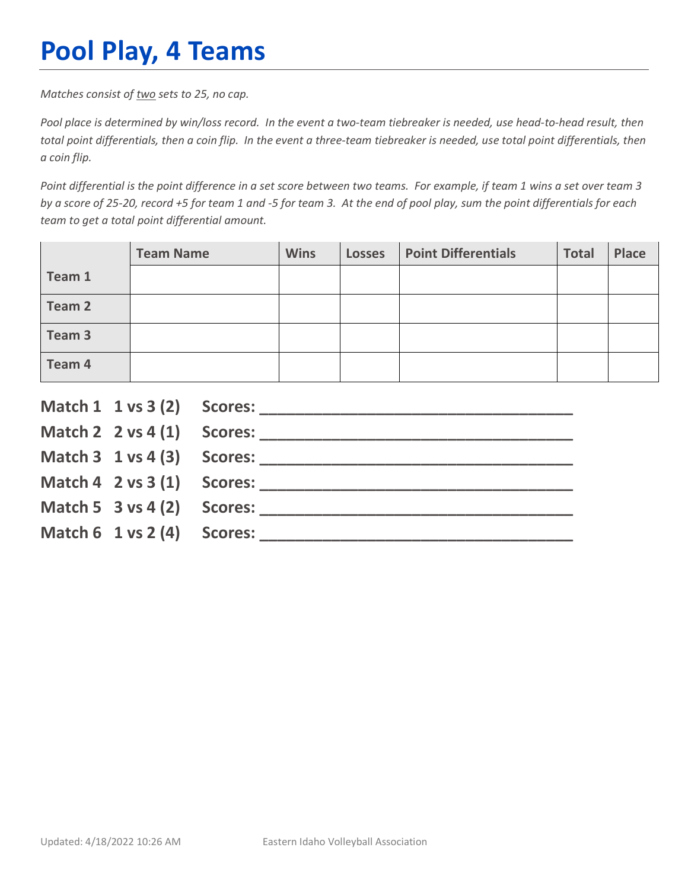# Pool Play, 4 Teams

*Matches consist of <u>two</u> sets to 25, no cap.*

*Pool place is determined by win/loss record. In the event a two-team tiebreaker is needed, use head-to-head result, then total point differentials, then a coin flip. In the event a three-team tiebreaker is needed, use total point differentials, then a coin flip.*

*Point differential is the point difference in a set score between two teams. For example, if team 1 wins a set over team 3 by a score of 25-20, record +5 for team 1 and -5 for team 3. At the end of pool play, sum the point differentials for each team to get a total point differential amount.*

| | Team Name | Wins | Losses | Point Differentials | Total | Place |
|---|---|---|---|---|---|---|
| **Team 1** | | | | | | |
| **Team 2** | | | | | | |
| **Team 3** | | | | | | |
| **Team 4** | | | | | | |

**Match 1 1 vs 3 (2) Scores: ___________________________________**

**Match 2 2 vs 4 (1) Scores: ___________________________________**

**Match 3 1 vs 4 (3) Scores: ___________________________________**

**Match 4 2 vs 3 (1) Scores: ___________________________________**

**Match 5 3 vs 4 (2) Scores: ___________________________________**

**Match 6 1 vs 2 (4) Scores: ___________________________________**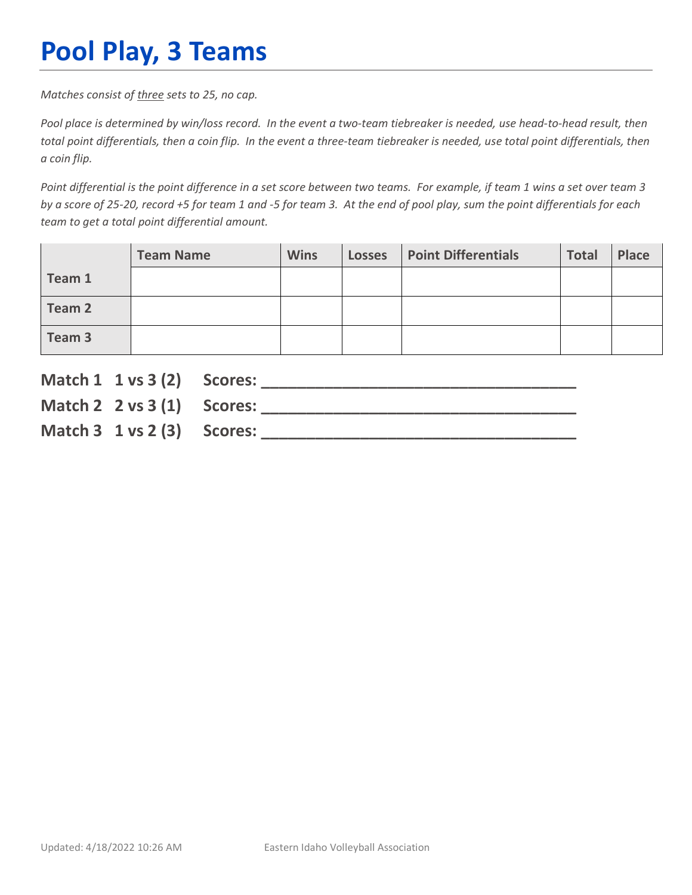# Pool Play, 3 Teams

*Matches consist of <u>three</u> sets to 25, no cap.*

*Pool place is determined by win/loss record. In the event a two-team tiebreaker is needed, use head-to-head result, then total point differentials, then a coin flip. In the event a three-team tiebreaker is needed, use total point differentials, then a coin flip.*

*Point differential is the point difference in a set score between two teams. For example, if team 1 wins a set over team 3 by a score of 25-20, record +5 for team 1 and -5 for team 3. At the end of pool play, sum the point differentials for each team to get a total point differential amount.*

| | Team Name | Wins | Losses | Point Differentials | Total | Place |
|---|---|---|---|---|---|---|
| **Team 1** | | | | | | |
| **Team 2** | | | | | | |
| **Team 3** | | | | | | |

**Match 1 1 vs 3 (2) Scores: ________________________________**

**Match 2 2 vs 3 (1) Scores: ________________________________**

**Match 3 1 vs 2 (3) Scores: ________________________________**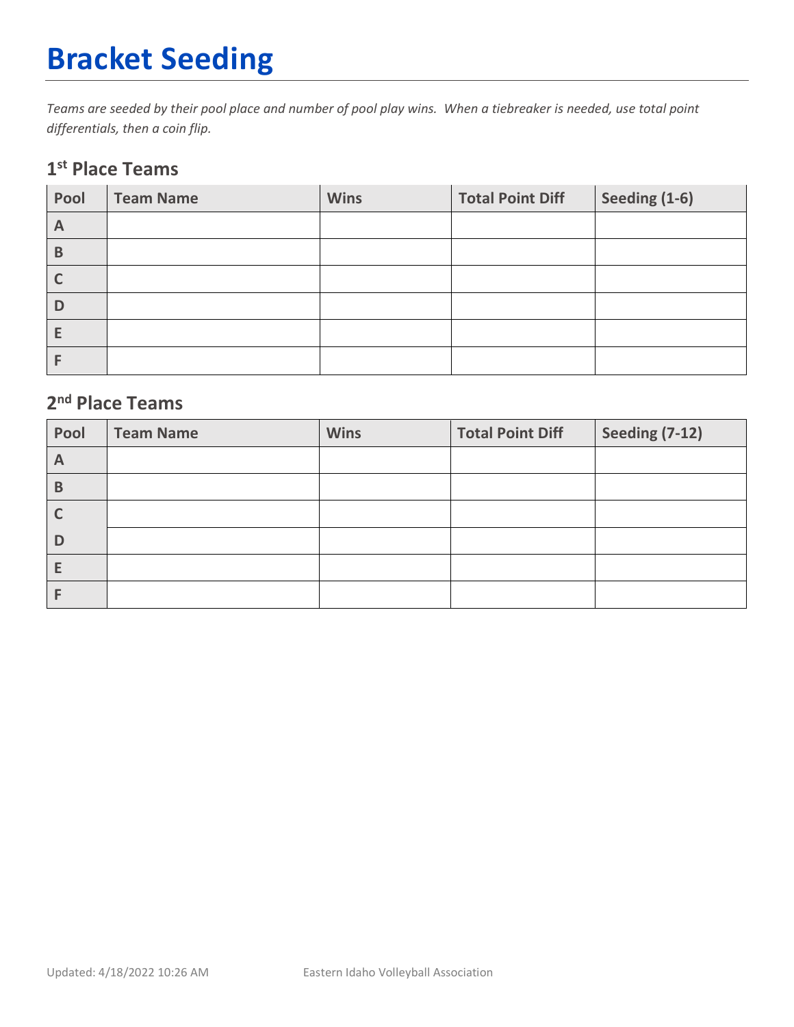# Bracket Seeding

*Teams are seeded by their pool place and number of pool play wins. When a tiebreaker is needed, use total point differentials, then a coin flip.*

## 1st Place Teams

| Pool | Team Name | Wins | Total Point Diff | Seeding (1-6) |
|---|---|---|---|---|
| A | | | | |
| B | | | | |
| C | | | | |
| D | | | | |
| E | | | | |
| F | | | | |

## 2nd Place Teams

| Pool | Team Name | Wins | Total Point Diff | Seeding (7-12) |
|---|---|---|---|---|
| A | | | | |
| B | | | | |
| C | | | | |
| D | | | | |
| E | | | | |
| F | | | | |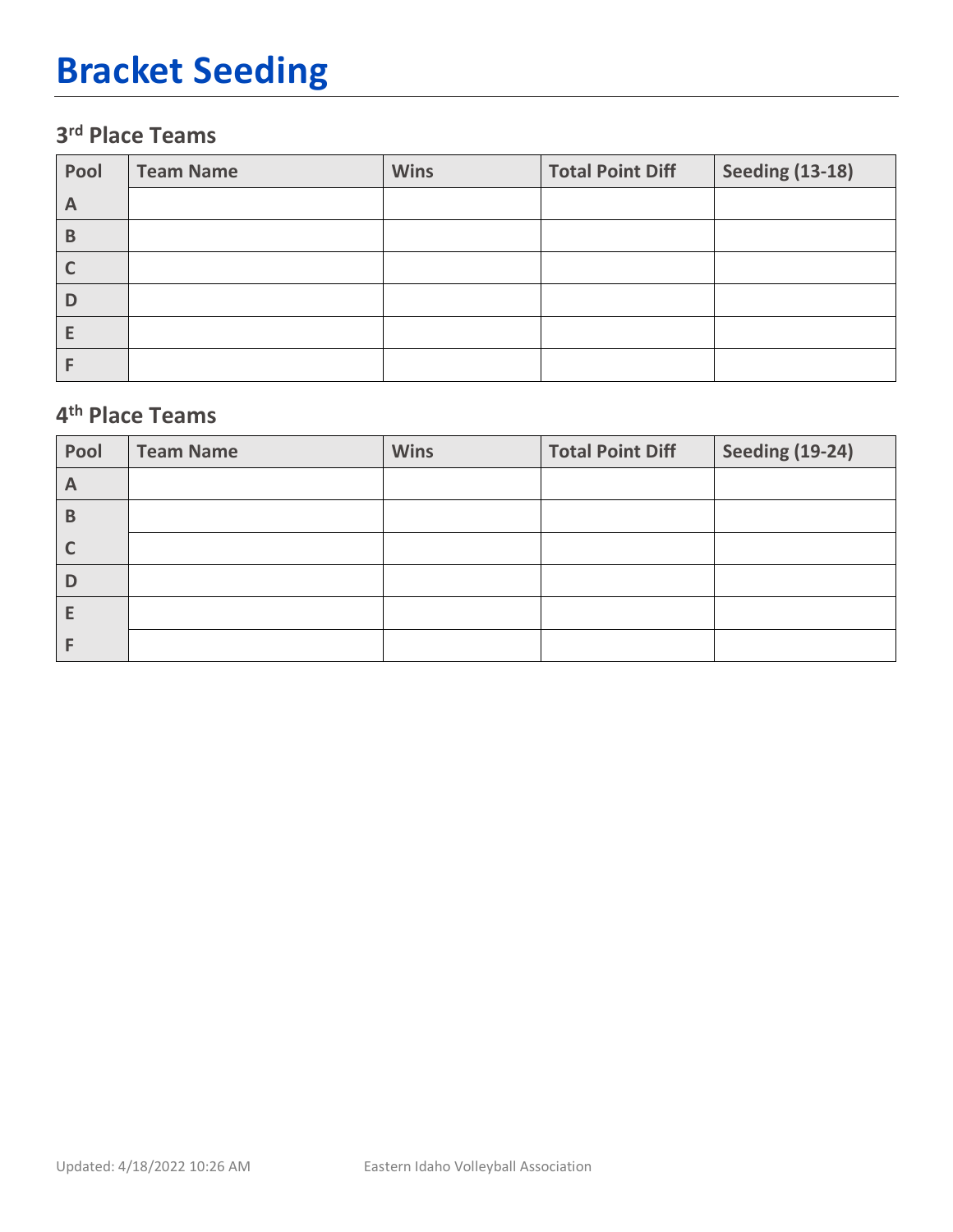# Bracket Seeding

### 3rd Place Teams

| Pool | Team Name | Wins | Total Point Diff | Seeding (13-18) |
|---|---|---|---|---|
| A | | | | |
| B | | | | |
| C | | | | |
| D | | | | |
| E | | | | |
| F | | | | |

### 4th Place Teams

| Pool | Team Name | Wins | Total Point Diff | Seeding (19-24) |
|---|---|---|---|---|
| A | | | | |
| B | | | | |
| C | | | | |
| D | | | | |
| E | | | | |
| F | | | | |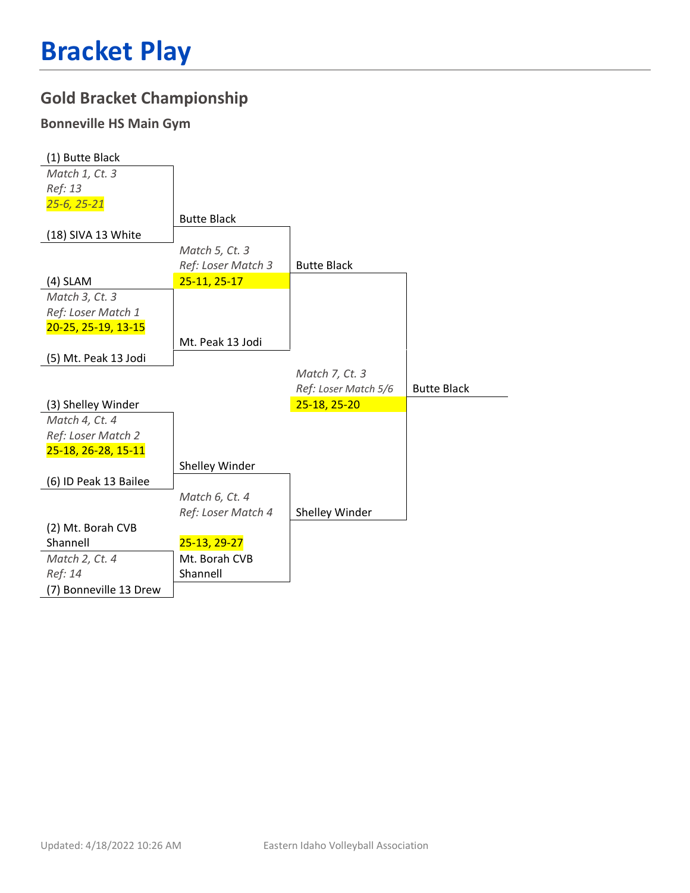# Bracket Play

## Gold Bracket Championship

### Bonneville HS Main Gym

(1) Butte Black
*Match 1, Ct. 3*
*Ref: 13*
*25-6, 25-21*
(18) SIVA 13 White

Butte Black

*Match 5, Ct. 3*
*Ref: Loser Match 3*
25-11, 25-17

(4) SLAM
*Match 3, Ct. 3*
*Ref: Loser Match 1*
20-25, 25-19, 13-15
(5) Mt. Peak 13 Jodi

Mt. Peak 13 Jodi

Butte Black

*Match 7, Ct. 3*
*Ref: Loser Match 5/6*
25-18, 25-20

Butte Black

(3) Shelley Winder
*Match 4, Ct. 4*
*Ref: Loser Match 2*
25-18, 26-28, 15-11
(6) ID Peak 13 Bailee

Shelley Winder

*Match 6, Ct. 4*
*Ref: Loser Match 4*
25-13, 29-27

Shelley Winder

(2) Mt. Borah CVB Shannell
*Match 2, Ct. 4*
*Ref: 14*
(7) Bonneville 13 Drew

Mt. Borah CVB Shannell

Updated: 4/18/2022 10:26 AM Eastern Idaho Volleyball Association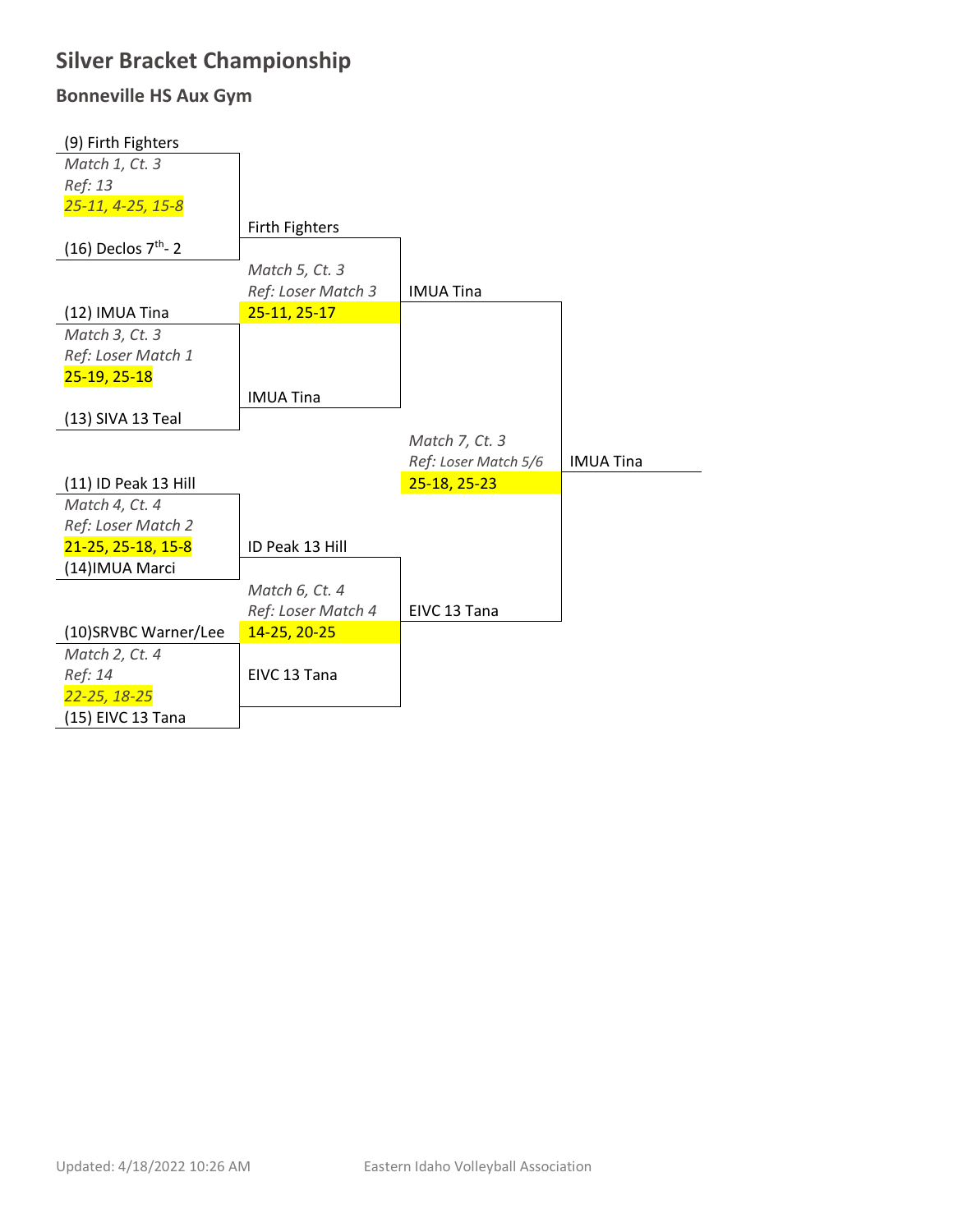# Silver Bracket Championship

## Bonneville HS Aux Gym

**Round 1**

- (9) Firth Fighters vs (16) Declos 7th- 2
  - *Match 1, Ct. 3*
  - *Ref: 13*
  - *25-11, 4-25, 15-8*
- (12) IMUA Tina vs (13) SIVA 13 Teal
  - *Match 3, Ct. 3*
  - *Ref: Loser Match 1*
  - 25-19, 25-18
- (11) ID Peak 13 Hill vs (14)IMUA Marci
  - *Match 4, Ct. 4*
  - *Ref: Loser Match 2*
  - 21-25, 25-18, 15-8
- (10)SRVBC Warner/Lee vs (15) EIVC 13 Tana
  - *Match 2, Ct. 4*
  - *Ref: 14*
  - *22-25, 18-25*

**Round 2**

- Firth Fighters vs IMUA Tina
  - *Match 5, Ct. 3*
  - *Ref: Loser Match 3*
  - 25-11, 25-17
- ID Peak 13 Hill vs EIVC 13 Tana
  - *Match 6, Ct. 4*
  - *Ref: Loser Match 4*
  - 14-25, 20-25

**Final**

- IMUA Tina vs EIVC 13 Tana
  - *Match 7, Ct. 3*
  - *Ref: Loser Match 5/6*
  - 25-18, 25-23

**Champion:** IMUA Tina

Updated: 4/18/2022 10:26 AM

Eastern Idaho Volleyball Association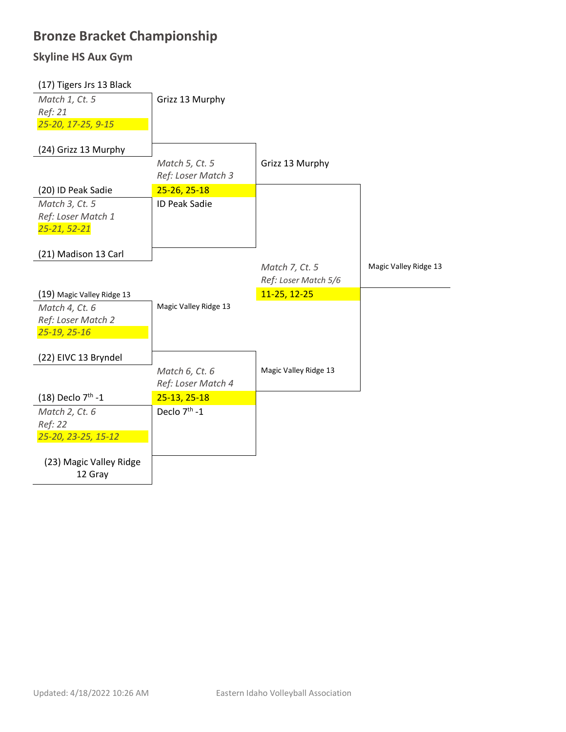## Bronze Bracket Championship

### Skyline HS Aux Gym

(17) Tigers Jrs 13 Black

*Match 1, Ct. 5*
*Ref: 21*
*25-20, 17-25, 9-15*

(24) Grizz 13 Murphy

Grizz 13 Murphy

*Match 5, Ct. 5*
*Ref: Loser Match 3*
25-26, 25-18

(20) ID Peak Sadie

*Match 3, Ct. 5*
*Ref: Loser Match 1*
*25-21, 52-21*

(21) Madison 13 Carl

ID Peak Sadie

Grizz 13 Murphy

*Match 7, Ct. 5*
*Ref: Loser Match 5/6*
11-25, 12-25

Magic Valley Ridge 13

(19) Magic Valley Ridge 13

*Match 4, Ct. 6*
*Ref: Loser Match 2*
*25-19, 25-16*

(22) EIVC 13 Bryndel

Magic Valley Ridge 13

*Match 6, Ct. 6*
*Ref: Loser Match 4*
25-13, 25-18

(18) Declo 7th -1

*Match 2, Ct. 6*
*Ref: 22*
*25-20, 23-25, 15-12*

(23) Magic Valley Ridge 12 Gray

Declo 7th -1

Magic Valley Ridge 13

Updated: 4/18/2022 10:26 AM

Eastern Idaho Volleyball Association